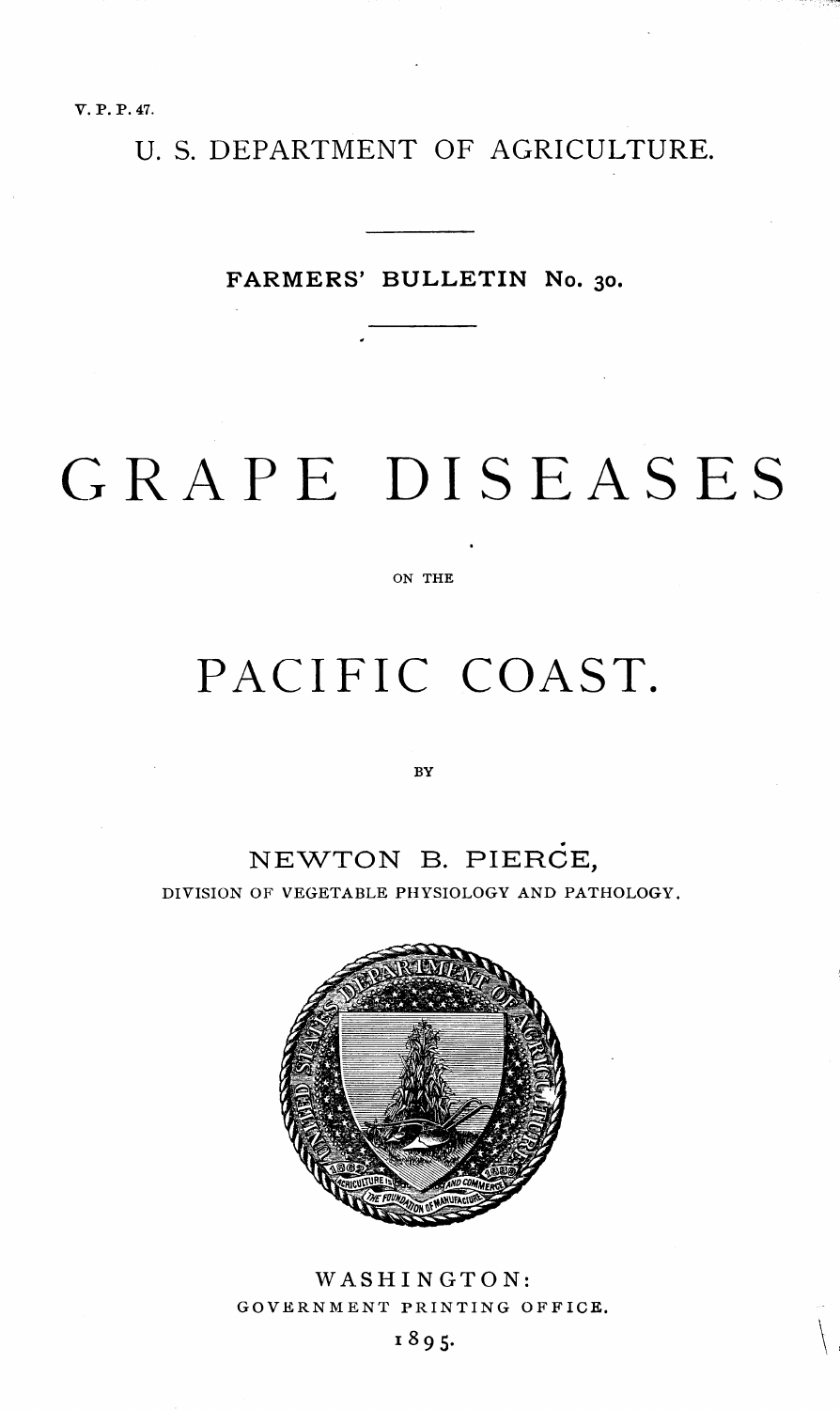V. P. P. 47.

U. S. DEPARTMENT OF AGRICULTURE.

FARMERS' BULLETIN No. 30.

# GRAPE DISEASES

ON THE

# PACIFIC COAST.

BY

NEWTON B. PIERCE,

DIVISION OF VEGETABLE PHYSIOLOGY AND PATHOLOGY.

WASHINGTON:
GOVERNMENT PRINTING OFFICE.
1895.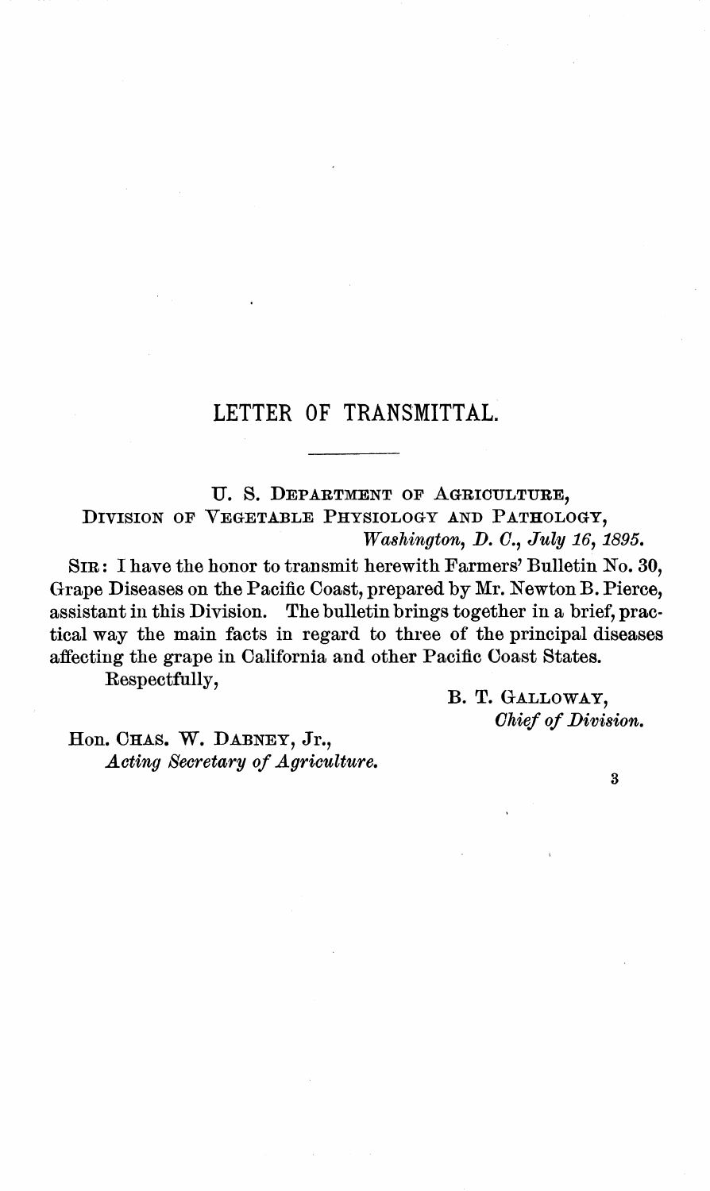# LETTER OF TRANSMITTAL.

U. S. DEPARTMENT OF AGRICULTURE,
DIVISION OF VEGETABLE PHYSIOLOGY AND PATHOLOGY,
*Washington, D. C., July 16, 1895.*

SIR: I have the honor to transmit herewith Farmers' Bulletin No. 30, Grape Diseases on the Pacific Coast, prepared by Mr. Newton B. Pierce, assistant in this Division. The bulletin brings together in a brief, practical way the main facts in regard to three of the principal diseases affecting the grape in California and other Pacific Coast States.

Respectfully,

B. T. GALLOWAY,
*Chief of Division.*

Hon. CHAS. W. DABNEY, Jr.,
*Acting Secretary of Agriculture.*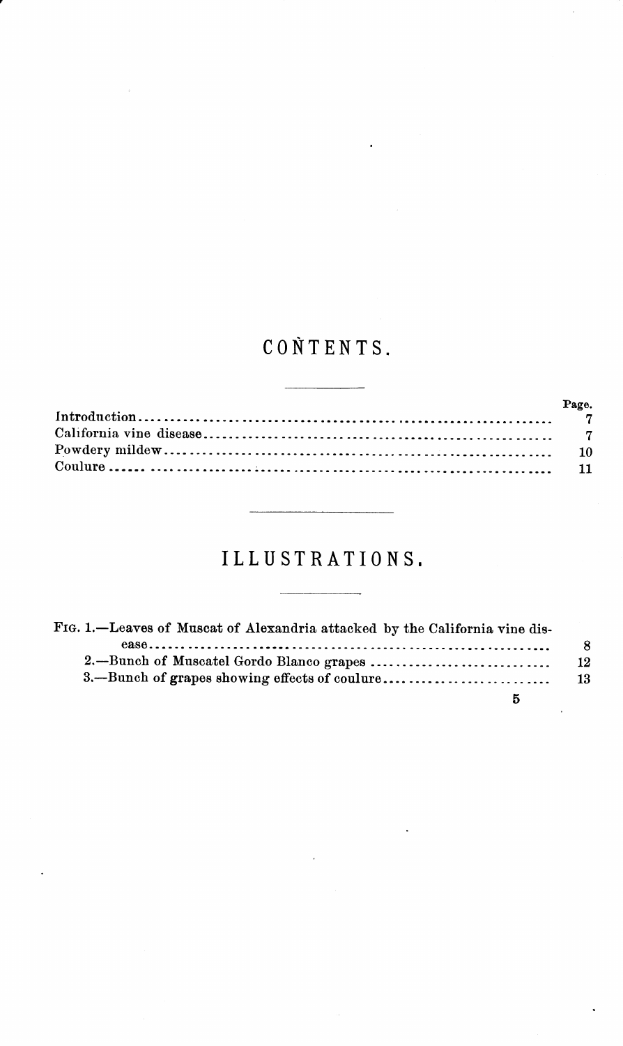# CONTENTS.

| | Page. |
|---|---|
| Introduction | 7 |
| California vine disease | 7 |
| Powdery mildew | 10 |
| Coulure | 11 |

# ILLUSTRATIONS.

| | |
|---|---|
| FIG. 1.—Leaves of Muscat of Alexandria attacked by the California vine disease | 8 |
| 2.—Bunch of Muscatel Gordo Blanco grapes | 12 |
| 3.—Bunch of grapes showing effects of coulure | 13 |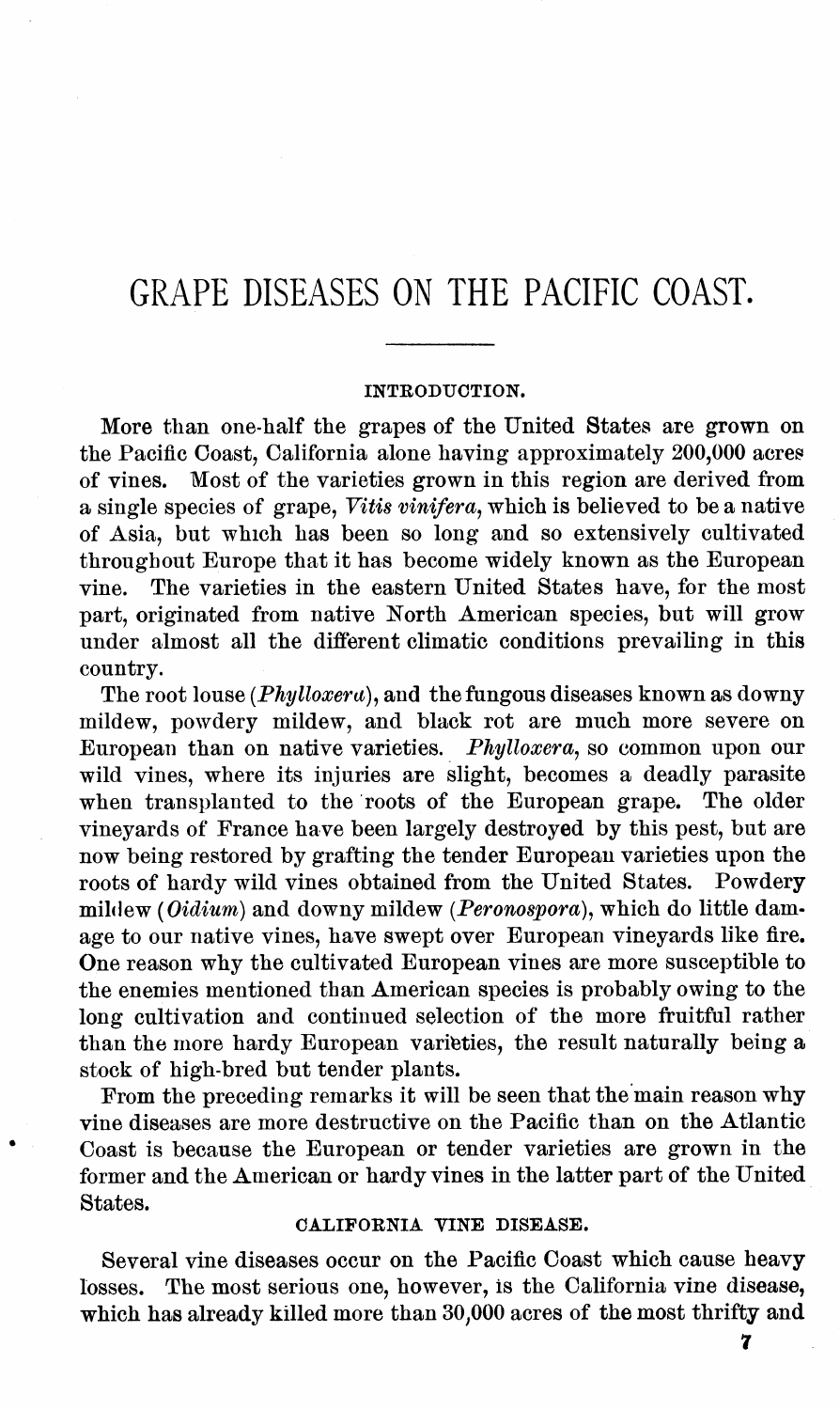# GRAPE DISEASES ON THE PACIFIC COAST.

## INTRODUCTION.

More than one-half the grapes of the United States are grown on the Pacific Coast, California alone having approximately 200,000 acres of vines. Most of the varieties grown in this region are derived from a single species of grape, *Vitis vinifera*, which is believed to be a native of Asia, but which has been so long and so extensively cultivated throughout Europe that it has become widely known as the European vine. The varieties in the eastern United States have, for the most part, originated from native North American species, but will grow under almost all the different climatic conditions prevailing in this country.

The root louse (*Phylloxera*), and the fungous diseases known as downy mildew, powdery mildew, and black rot are much more severe on European than on native varieties. *Phylloxera*, so common upon our wild vines, where its injuries are slight, becomes a deadly parasite when transplanted to the roots of the European grape. The older vineyards of France have been largely destroyed by this pest, but are now being restored by grafting the tender European varieties upon the roots of hardy wild vines obtained from the United States. Powdery mildew (*Oidium*) and downy mildew (*Peronospora*), which do little damage to our native vines, have swept over European vineyards like fire. One reason why the cultivated European vines are more susceptible to the enemies mentioned than American species is probably owing to the long cultivation and continued selection of the more fruitful rather than the more hardy European varieties, the result naturally being a stock of high-bred but tender plants.

From the preceding remarks it will be seen that the main reason why vine diseases are more destructive on the Pacific than on the Atlantic Coast is because the European or tender varieties are grown in the former and the American or hardy vines in the latter part of the United States.

## CALIFORNIA VINE DISEASE.

Several vine diseases occur on the Pacific Coast which cause heavy losses. The most serious one, however, is the California vine disease, which has already killed more than 30,000 acres of the most thrifty and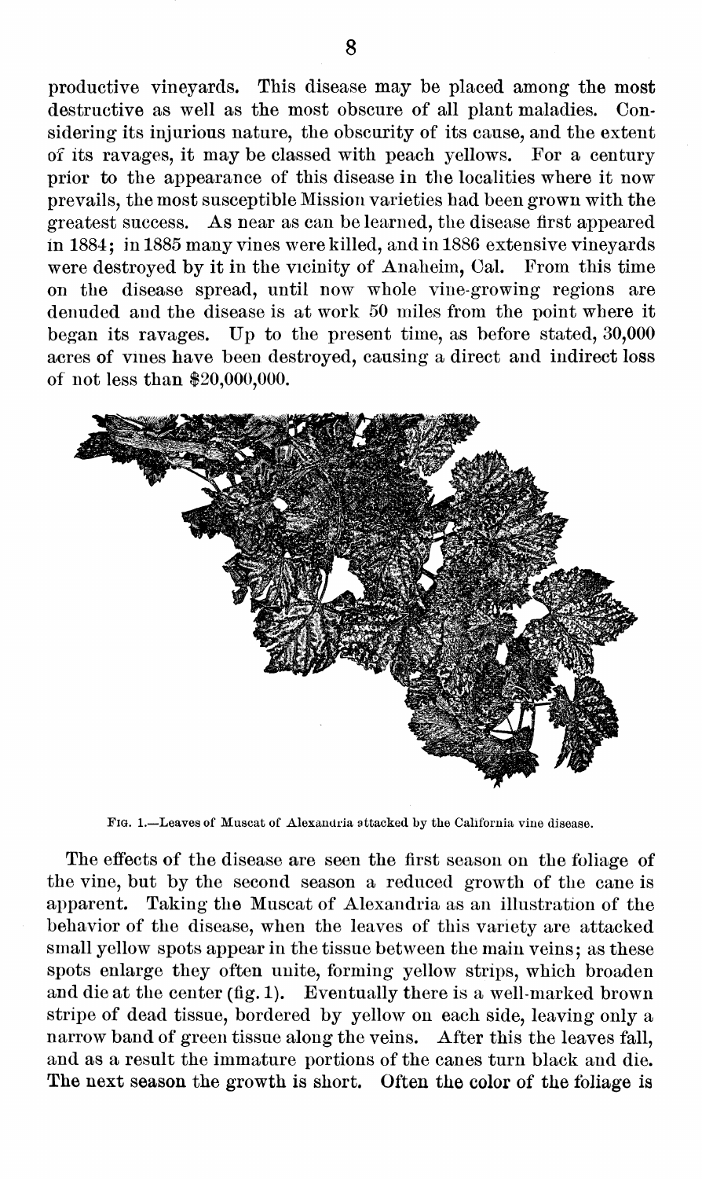productive vineyards. This disease may be placed among the most destructive as well as the most obscure of all plant maladies. Considering its injurious nature, the obscurity of its cause, and the extent of its ravages, it may be classed with peach yellows. For a century prior to the appearance of this disease in the localities where it now prevails, the most susceptible Mission varieties had been grown with the greatest success. As near as can be learned, the disease first appeared in 1884; in 1885 many vines were killed, and in 1886 extensive vineyards were destroyed by it in the vicinity of Anaheim, Cal. From this time on the disease spread, until now whole vine-growing regions are denuded and the disease is at work 50 miles from the point where it began its ravages. Up to the present time, as before stated, 30,000 acres of vines have been destroyed, causing a direct and indirect loss of not less than $20,000,000.

FIG. 1.—Leaves of Muscat of Alexandria attacked by the California vine disease.

The effects of the disease are seen the first season on the foliage of the vine, but by the second season a reduced growth of the cane is apparent. Taking the Muscat of Alexandria as an illustration of the behavior of the disease, when the leaves of this variety are attacked small yellow spots appear in the tissue between the main veins; as these spots enlarge they often unite, forming yellow strips, which broaden and die at the center (fig. 1). Eventually there is a well-marked brown stripe of dead tissue, bordered by yellow on each side, leaving only a narrow band of green tissue along the veins. After this the leaves fall, and as a result the immature portions of the canes turn black and die. The next season the growth is short. Often the color of the foliage is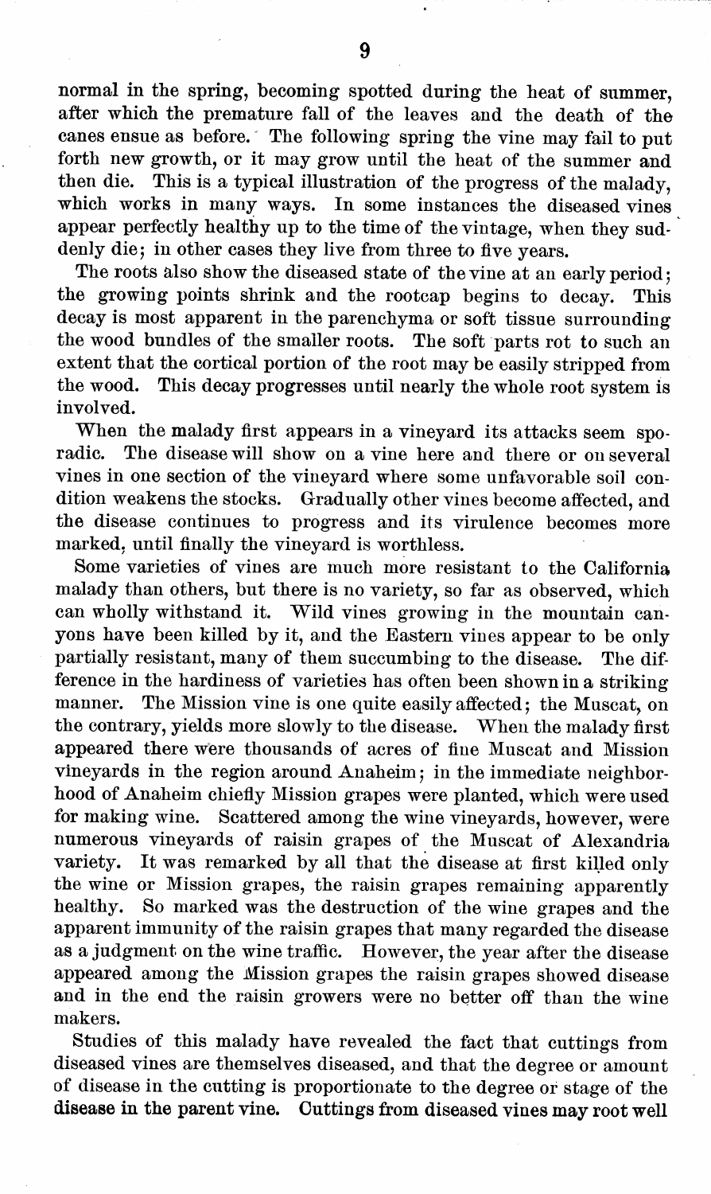normal in the spring, becoming spotted during the heat of summer, after which the premature fall of the leaves and the death of the canes ensue as before. The following spring the vine may fail to put forth new growth, or it may grow until the heat of the summer and then die. This is a typical illustration of the progress of the malady, which works in many ways. In some instances the diseased vines appear perfectly healthy up to the time of the vintage, when they suddenly die; in other cases they live from three to five years.

The roots also show the diseased state of the vine at an early period; the growing points shrink and the rootcap begins to decay. This decay is most apparent in the parenchyma or soft tissue surrounding the wood bundles of the smaller roots. The soft parts rot to such an extent that the cortical portion of the root may be easily stripped from the wood. This decay progresses until nearly the whole root system is involved.

When the malady first appears in a vineyard its attacks seem sporadic. The disease will show on a vine here and there or on several vines in one section of the vineyard where some unfavorable soil condition weakens the stocks. Gradually other vines become affected, and the disease continues to progress and its virulence becomes more marked, until finally the vineyard is worthless.

Some varieties of vines are much more resistant to the California malady than others, but there is no variety, so far as observed, which can wholly withstand it. Wild vines growing in the mountain canyons have been killed by it, and the Eastern vines appear to be only partially resistant, many of them succumbing to the disease. The difference in the hardiness of varieties has often been shown in a striking manner. The Mission vine is one quite easily affected; the Muscat, on the contrary, yields more slowly to the disease. When the malady first appeared there were thousands of acres of fine Muscat and Mission vineyards in the region around Anaheim; in the immediate neighborhood of Anaheim chiefly Mission grapes were planted, which were used for making wine. Scattered among the wine vineyards, however, were numerous vineyards of raisin grapes of the Muscat of Alexandria variety. It was remarked by all that the disease at first killed only the wine or Mission grapes, the raisin grapes remaining apparently healthy. So marked was the destruction of the wine grapes and the apparent immunity of the raisin grapes that many regarded the disease as a judgment on the wine traffic. However, the year after the disease appeared among the Mission grapes the raisin grapes showed disease and in the end the raisin growers were no better off than the wine makers.

Studies of this malady have revealed the fact that cuttings from diseased vines are themselves diseased, and that the degree or amount of disease in the cutting is proportionate to the degree or stage of the disease in the parent vine. Cuttings from diseased vines may root well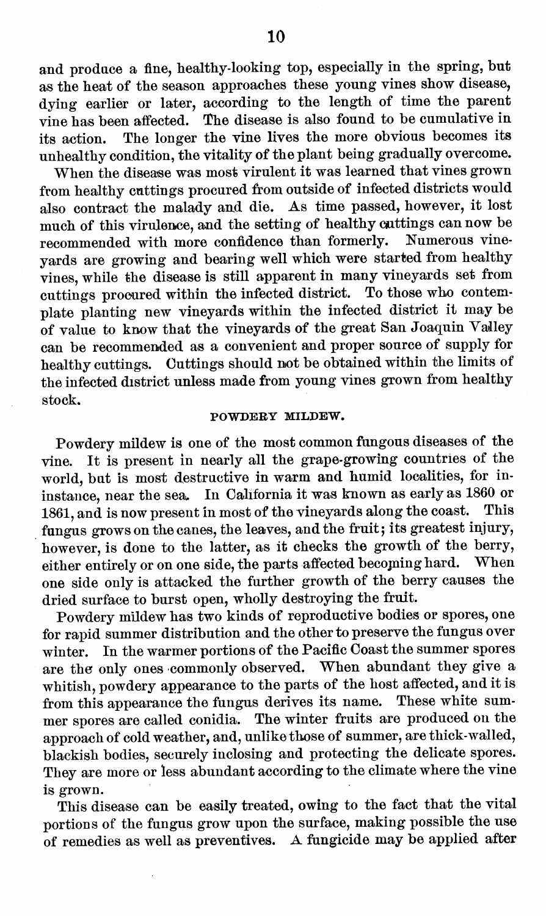and produce a fine, healthy-looking top, especially in the spring, but as the heat of the season approaches these young vines show disease, dying earlier or later, according to the length of time the parent vine has been affected. The disease is also found to be cumulative in its action. The longer the vine lives the more obvious becomes its unhealthy condition, the vitality of the plant being gradually overcome.

When the disease was most virulent it was learned that vines grown from healthy cuttings procured from outside of infected districts would also contract the malady and die. As time passed, however, it lost much of this virulence, and the setting of healthy cuttings can now be recommended with more confidence than formerly. Numerous vineyards are growing and bearing well which were started from healthy vines, while the disease is still apparent in many vineyards set from cuttings procured within the infected district. To those who contemplate planting new vineyards within the infected district it may be of value to know that the vineyards of the great San Joaquin Valley can be recommended as a convenient and proper source of supply for healthy cuttings. Cuttings should not be obtained within the limits of the infected district unless made from young vines grown from healthy stock.

## POWDERY MILDEW.

Powdery mildew is one of the most common fungous diseases of the vine. It is present in nearly all the grape-growing countries of the world, but is most destructive in warm and humid localities, for ininstance, near the sea. In California it was known as early as 1860 or 1861, and is now present in most of the vineyards along the coast. This fungus grows on the canes, the leaves, and the fruit; its greatest injury, however, is done to the latter, as it checks the growth of the berry, either entirely or on one side, the parts affected becoming hard. When one side only is attacked the further growth of the berry causes the dried surface to burst open, wholly destroying the fruit.

Powdery mildew has two kinds of reproductive bodies or spores, one for rapid summer distribution and the other to preserve the fungus over winter. In the warmer portions of the Pacific Coast the summer spores are the only ones commonly observed. When abundant they give a whitish, powdery appearance to the parts of the host affected, and it is from this appearance the fungus derives its name. These white summer spores are called conidia. The winter fruits are produced on the approach of cold weather, and, unlike those of summer, are thick-walled, blackish bodies, securely inclosing and protecting the delicate spores. They are more or less abundant according to the climate where the vine is grown.

This disease can be easily treated, owing to the fact that the vital portions of the fungus grow upon the surface, making possible the use of remedies as well as preventives. A fungicide may be applied after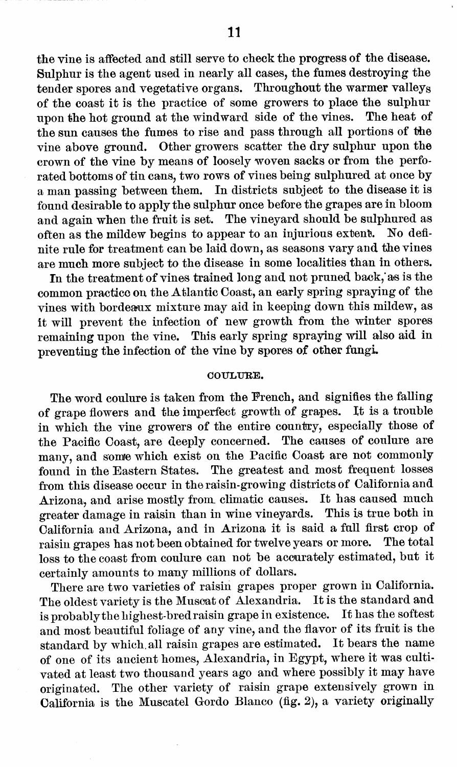the vine is affected and still serve to check the progress of the disease. Sulphur is the agent used in nearly all cases, the fumes destroying the tender spores and vegetative organs. Throughout the warmer valleys of the coast it is the practice of some growers to place the sulphur upon the hot ground at the windward side of the vines. The heat of the sun causes the fumes to rise and pass through all portions of the vine above ground. Other growers scatter the dry sulphur upon the crown of the vine by means of loosely woven sacks or from the perforated bottoms of tin cans, two rows of vines being sulphured at once by a man passing between them. In districts subject to the disease it is found desirable to apply the sulphur once before the grapes are in bloom and again when the fruit is set. The vineyard should be sulphured as often as the mildew begins to appear to an injurious extent. No definite rule for treatment can be laid down, as seasons vary and the vines are much more subject to the disease in some localities than in others.

In the treatment of vines trained long and not pruned back, as is the common practice on the Atlantic Coast, an early spring spraying of the vines with bordeaux mixture may aid in keeping down this mildew, as it will prevent the infection of new growth from the winter spores remaining upon the vine. This early spring spraying will also aid in preventing the infection of the vine by spores of other fungi.

## COULURE.

The word coulure is taken from the French, and signifies the falling of grape flowers and the imperfect growth of grapes. It is a trouble in which the vine growers of the entire country, especially those of the Pacific Coast, are deeply concerned. The causes of coulure are many, and some which exist on the Pacific Coast are not commonly found in the Eastern States. The greatest and most frequent losses from this disease occur in the raisin-growing districts of California and Arizona, and arise mostly from climatic causes. It has caused much greater damage in raisin than in wine vineyards. This is true both in California and Arizona, and in Arizona it is said a full first crop of raisin grapes has not been obtained for twelve years or more. The total loss to the coast from coulure can not be accurately estimated, but it certainly amounts to many millions of dollars.

There are two varieties of raisin grapes proper grown in California. The oldest variety is the Muscat of Alexandria. It is the standard and is probably the highest-bred raisin grape in existence. It has the softest and most beautiful foliage of any vine, and the flavor of its fruit is the standard by which all raisin grapes are estimated. It bears the name of one of its ancient homes, Alexandria, in Egypt, where it was cultivated at least two thousand years ago and where possibly it may have originated. The other variety of raisin grape extensively grown in California is the Muscatel Gordo Blanco (fig. 2), a variety originally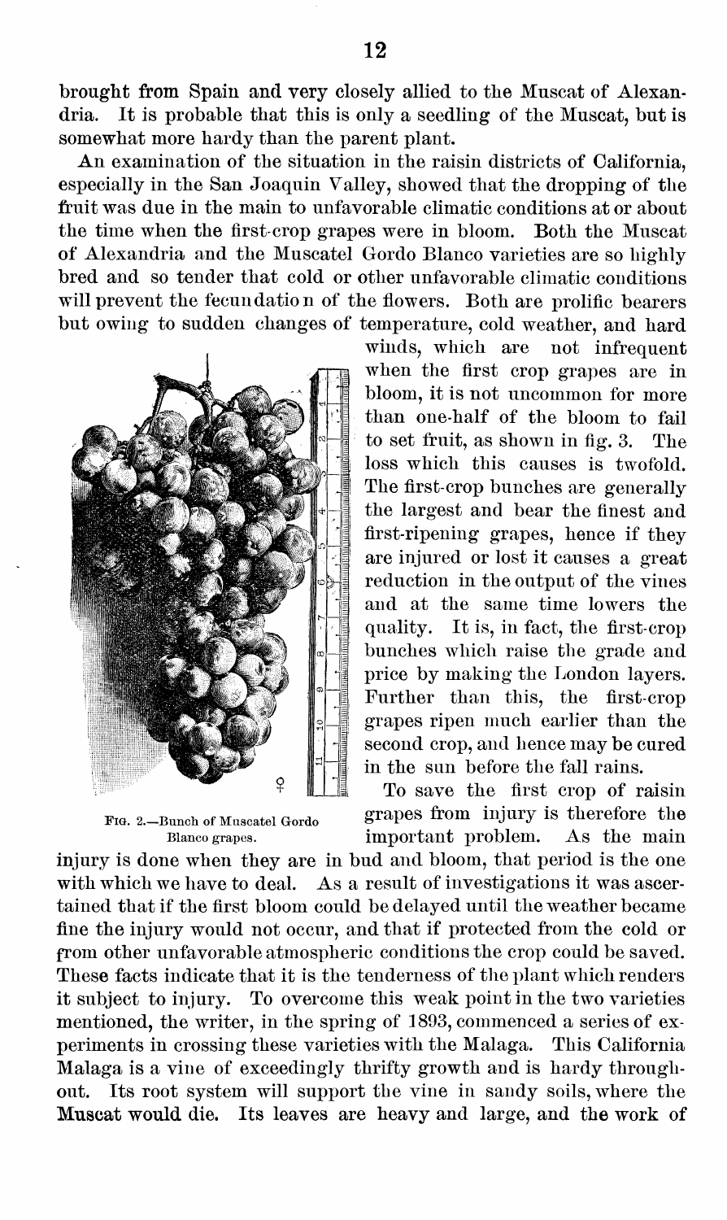brought from Spain and very closely allied to the Muscat of Alexandria. It is probable that this is only a seedling of the Muscat, but is somewhat more hardy than the parent plant.

An examination of the situation in the raisin districts of California, especially in the San Joaquin Valley, showed that the dropping of the fruit was due in the main to unfavorable climatic conditions at or about the time when the first-crop grapes were in bloom. Both the Muscat of Alexandria and the Muscatel Gordo Blanco varieties are so highly bred and so tender that cold or other unfavorable climatic conditions will prevent the fecundation of the flowers. Both are prolific bearers but owing to sudden changes of temperature, cold weather, and hard winds, which are not infrequent when the first crop grapes are in bloom, it is not uncommon for more than one-half of the bloom to fail to set fruit, as shown in fig. 3. The loss which this causes is twofold. The first-crop bunches are generally the largest and bear the finest and first-ripening grapes, hence if they are injured or lost it causes a great reduction in the output of the vines and at the same time lowers the quality. It is, in fact, the first-crop bunches which raise the grade and price by making the London layers. Further than this, the first-crop grapes ripen much earlier than the second crop, and hence may be cured in the sun before the fall rains.

Fig. 2.—Bunch of Muscatel Gordo Blanco grapes.

To save the first crop of raisin grapes from injury is therefore the important problem. As the main injury is done when they are in bud and bloom, that period is the one with which we have to deal. As a result of investigations it was ascertained that if the first bloom could be delayed until the weather became fine the injury would not occur, and that if protected from the cold or from other unfavorable atmospheric conditions the crop could be saved. These facts indicate that it is the tenderness of the plant which renders it subject to injury. To overcome this weak point in the two varieties mentioned, the writer, in the spring of 1893, commenced a series of experiments in crossing these varieties with the Malaga. This California Malaga is a vine of exceedingly thrifty growth and is hardy throughout. Its root system will support the vine in sandy soils, where the Muscat would die. Its leaves are heavy and large, and the work of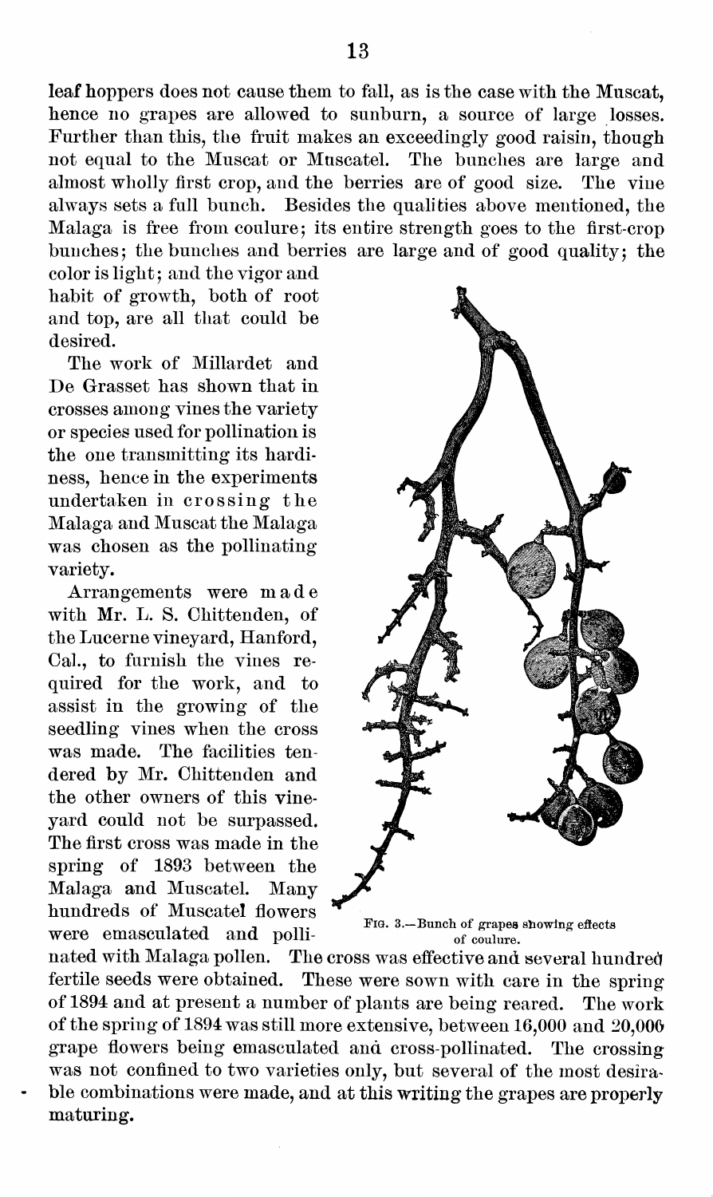leaf hoppers does not cause them to fall, as is the case with the Muscat, hence no grapes are allowed to sunburn, a source of large losses. Further than this, the fruit makes an exceedingly good raisin, though not equal to the Muscat or Muscatel. The bunches are large and almost wholly first crop, and the berries are of good size. The vine always sets a full bunch. Besides the qualities above mentioned, the Malaga is free from coulure; its entire strength goes to the first-crop bunches; the bunches and berries are large and of good quality; the color is light; and the vigor and habit of growth, both of root and top, are all that could be desired.

The work of Millardet and De Grasset has shown that in crosses among vines the variety or species used for pollination is the one transmitting its hardiness, hence in the experiments undertaken in crossing the Malaga and Muscat the Malaga was chosen as the pollinating variety.

Arrangements were made with Mr. L. S. Chittenden, of the Lucerne vineyard, Hanford, Cal., to furnish the vines required for the work, and to assist in the growing of the seedling vines when the cross was made. The facilities tendered by Mr. Chittenden and the other owners of this vineyard could not be surpassed. The first cross was made in the spring of 1893 between the Malaga and Muscatel. Many hundreds of Muscatel flowers were emasculated and pollinated with Malaga pollen. The cross was effective and several hundred fertile seeds were obtained. These were sown with care in the spring of 1894 and at present a number of plants are being reared. The work of the spring of 1894 was still more extensive, between 16,000 and 20,000 grape flowers being emasculated and cross-pollinated. The crossing was not confined to two varieties only, but several of the most desirable combinations were made, and at this writing the grapes are properly maturing.

FIG. 3.—Bunch of grapes showing effects of coulure.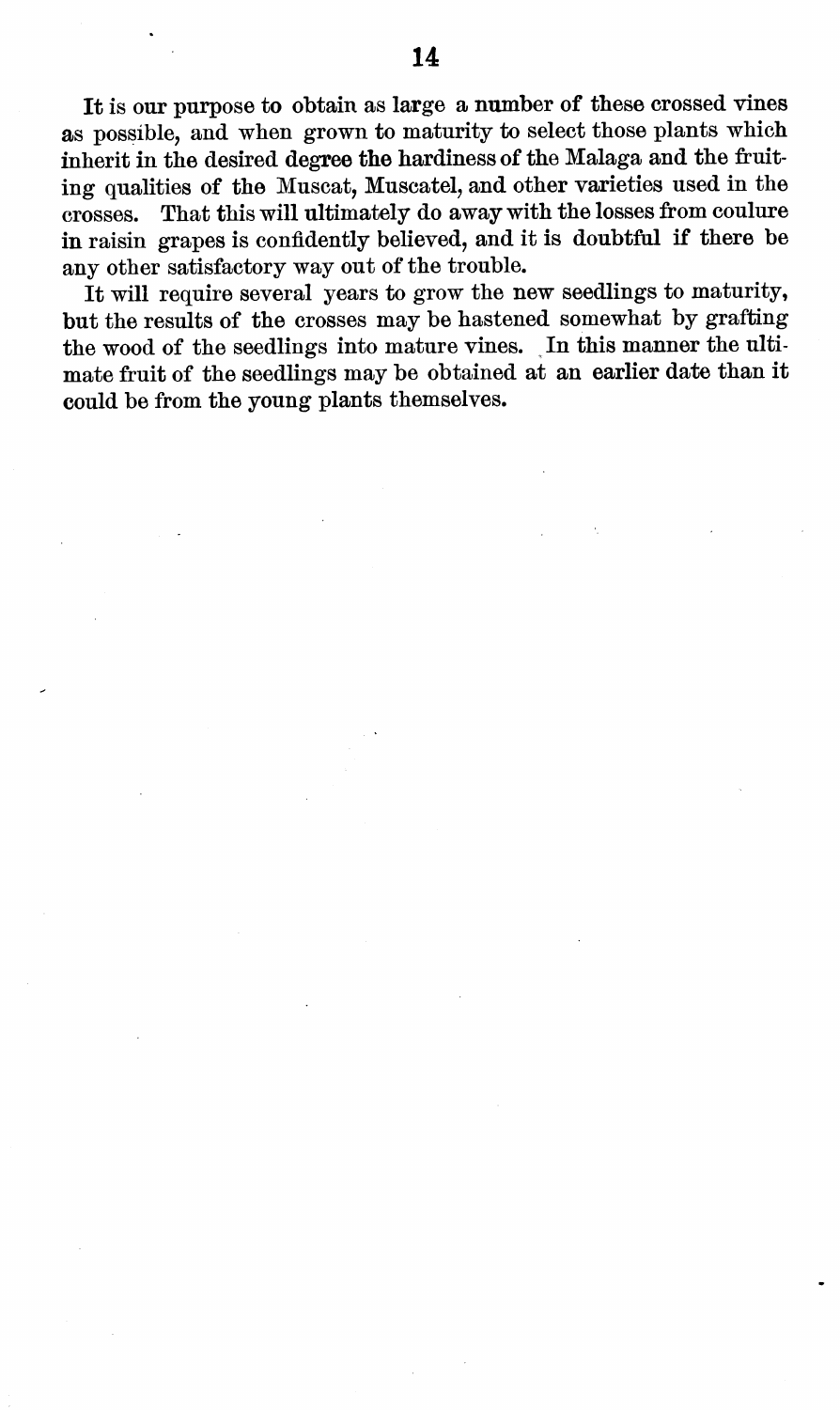It is our purpose to obtain as large a number of these crossed vines as possible, and when grown to maturity to select those plants which inherit in the desired degree the hardiness of the Malaga and the fruiting qualities of the Muscat, Muscatel, and other varieties used in the crosses. That this will ultimately do away with the losses from coulure in raisin grapes is confidently believed, and it is doubtful if there be any other satisfactory way out of the trouble.

It will require several years to grow the new seedlings to maturity, but the results of the crosses may be hastened somewhat by grafting the wood of the seedlings into mature vines. In this manner the ultimate fruit of the seedlings may be obtained at an earlier date than it could be from the young plants themselves.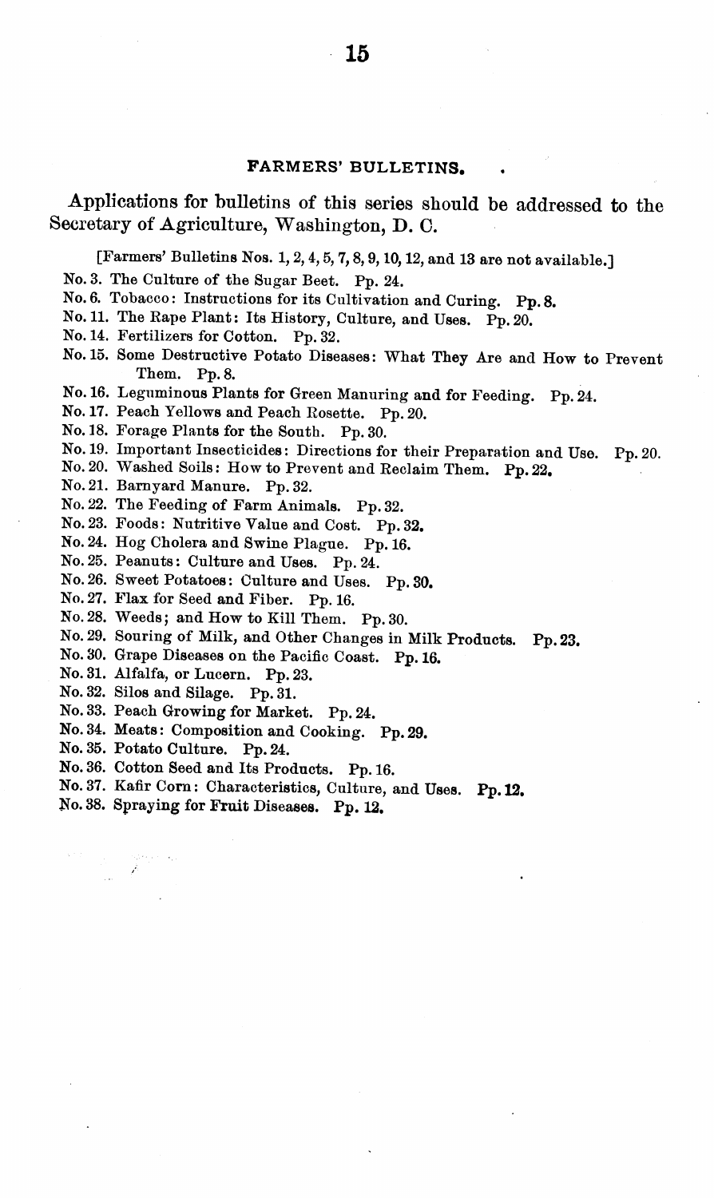## FARMERS' BULLETINS.

Applications for bulletins of this series should be addressed to the Secretary of Agriculture, Washington, D. C.

[Farmers' Bulletins Nos. 1, 2, 4, 5, 7, 8, 9, 10, 12, and 13 are not available.]

No. 3. The Culture of the Sugar Beet. Pp. 24.
No. 6. Tobacco: Instructions for its Cultivation and Curing. Pp. 8.
No. 11. The Rape Plant: Its History, Culture, and Uses. Pp. 20.
No. 14. Fertilizers for Cotton. Pp. 32.
No. 15. Some Destructive Potato Diseases: What They Are and How to Prevent Them. Pp. 8.
No. 16. Leguminous Plants for Green Manuring and for Feeding. Pp. 24.
No. 17. Peach Yellows and Peach Rosette. Pp. 20.
No. 18. Forage Plants for the South. Pp. 30.
No. 19. Important Insecticides: Directions for their Preparation and Use. Pp. 20.
No. 20. Washed Soils: How to Prevent and Reclaim Them. Pp. 22.
No. 21. Barnyard Manure. Pp. 32.
No. 22. The Feeding of Farm Animals. Pp. 32.
No. 23. Foods: Nutritive Value and Cost. Pp. 32.
No. 24. Hog Cholera and Swine Plague. Pp. 16.
No. 25. Peanuts: Culture and Uses. Pp. 24.
No. 26. Sweet Potatoes: Culture and Uses. Pp. 30.
No. 27. Flax for Seed and Fiber. Pp. 16.
No. 28. Weeds; and How to Kill Them. Pp. 30.
No. 29. Souring of Milk, and Other Changes in Milk Products. Pp. 23.
No. 30. Grape Diseases on the Pacific Coast. Pp. 16.
No. 31. Alfalfa, or Lucern. Pp. 23.
No. 32. Silos and Silage. Pp. 31.
No. 33. Peach Growing for Market. Pp. 24.
No. 34. Meats: Composition and Cooking. Pp. 29.
No. 35. Potato Culture. Pp. 24.
No. 36. Cotton Seed and Its Products. Pp. 16.
No. 37. Kafir Corn: Characteristics, Culture, and Uses. Pp. 12.
No. 38. Spraying for Fruit Diseases. Pp. 12.